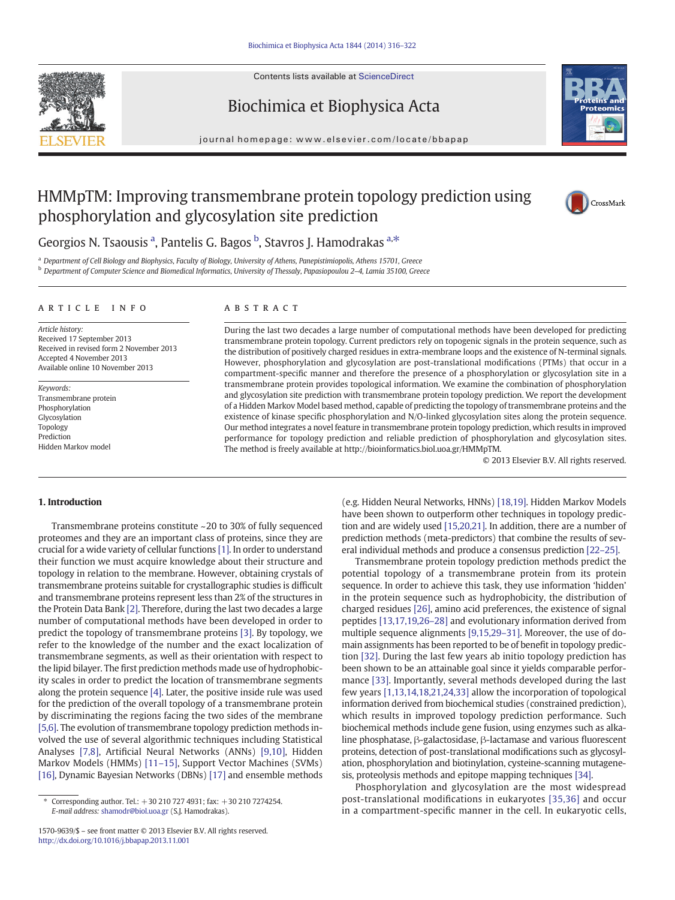# HMMpTM: Improving transmembrane protein topology prediction using phosphorylation and glycosylation site prediction

Georgios N. Tsaousis [a], Pantelis G. Bagos [b], Stavros J. Hamodrakas [a,*]

[a] Department of Cell Biology and Biophysics, Faculty of Biology, University of Athens, Panepistimiopolis, Athens 15701, Greece
[b] Department of Computer Science and Biomedical Informatics, University of Thessaly, Papasiopoulou 2–4, Lamia 35100, Greece

## ARTICLE INFO

*Article history:*
Received 17 September 2013
Received in revised form 2 November 2013
Accepted 4 November 2013
Available online 10 November 2013

*Keywords:*
Transmembrane protein
Phosphorylation
Glycosylation
Topology
Prediction
Hidden Markov model

## ABSTRACT

During the last two decades a large number of computational methods have been developed for predicting transmembrane protein topology. Current predictors rely on topogenic signals in the protein sequence, such as the distribution of positively charged residues in extra-membrane loops and the existence of N-terminal signals. However, phosphorylation and glycosylation are post-translational modifications (PTMs) that occur in a compartment-specific manner and therefore the presence of a phosphorylation or glycosylation site in a transmembrane protein provides topological information. We examine the combination of phosphorylation and glycosylation site prediction with transmembrane protein topology prediction. We report the development of a Hidden Markov Model based method, capable of predicting the topology of transmembrane proteins and the existence of kinase specific phosphorylation and N/O-linked glycosylation sites along the protein sequence. Our method integrates a novel feature in transmembrane protein topology prediction, which results in improved performance for topology prediction and reliable prediction of phosphorylation and glycosylation sites. The method is freely available at http://bioinformatics.biol.uoa.gr/HMMpTM.

© 2013 Elsevier B.V. All rights reserved.

## 1. Introduction

Transmembrane proteins constitute ~20 to 30% of fully sequenced proteomes and they are an important class of proteins, since they are crucial for a wide variety of cellular functions [1]. In order to understand their function we must acquire knowledge about their structure and topology in relation to the membrane. However, obtaining crystals of transmembrane proteins suitable for crystallographic studies is difficult and transmembrane proteins represent less than 2% of the structures in the Protein Data Bank [2]. Therefore, during the last two decades a large number of computational methods have been developed in order to predict the topology of transmembrane proteins [3]. By topology, we refer to the knowledge of the number and the exact localization of transmembrane segments, as well as their orientation with respect to the lipid bilayer. The first prediction methods made use of hydrophobicity scales in order to predict the location of transmembrane segments along the protein sequence [4]. Later, the positive inside rule was used for the prediction of the overall topology of a transmembrane protein by discriminating the regions facing the two sides of the membrane [5,6]. The evolution of transmembrane topology prediction methods involved the use of several algorithmic techniques including Statistical Analyses [7,8], Artificial Neural Networks (ANNs) [9,10], Hidden Markov Models (HMMs) [11–15], Support Vector Machines (SVMs) [16], Dynamic Bayesian Networks (DBNs) [17] and ensemble methods (e.g. Hidden Neural Networks, HNNs) [18,19]. Hidden Markov Models have been shown to outperform other techniques in topology prediction and are widely used [15,20,21]. In addition, there are a number of prediction methods (meta-predictors) that combine the results of several individual methods and produce a consensus prediction [22–25].

Transmembrane protein topology prediction methods predict the potential topology of a transmembrane protein from its protein sequence. In order to achieve this task, they use information 'hidden' in the protein sequence such as hydrophobicity, the distribution of charged residues [26], amino acid preferences, the existence of signal peptides [13,17,19,26–28] and evolutionary information derived from multiple sequence alignments [9,15,29–31]. Moreover, the use of domain assignments has been reported to be of benefit in topology prediction [32]. During the last few years ab initio topology prediction has been shown to be an attainable goal since it yields comparable performance [33]. Importantly, several methods developed during the last few years [1,13,14,18,21,24,33] allow the incorporation of topological information derived from biochemical studies (constrained prediction), which results in improved topology prediction performance. Such biochemical methods include gene fusion, using enzymes such as alkaline phosphatase, β-galactosidase, β-lactamase and various fluorescent proteins, detection of post-translational modifications such as glycosylation, phosphorylation and biotinylation, cysteine-scanning mutagenesis, proteolysis methods and epitope mapping techniques [34].

Phosphorylation and glycosylation are the most widespread post-translational modifications in eukaryotes [35,36] and occur in a compartment-specific manner in the cell. In eukaryotic cells,

\* Corresponding author. Tel.: +30 210 727 4931; fax: +30 210 7274254.
*E-mail address:* shamodr@biol.uoa.gr (S.J. Hamodrakas).

1570-9639/$ – see front matter © 2013 Elsevier B.V. All rights reserved.
http://dx.doi.org/10.1016/j.bbapap.2013.11.001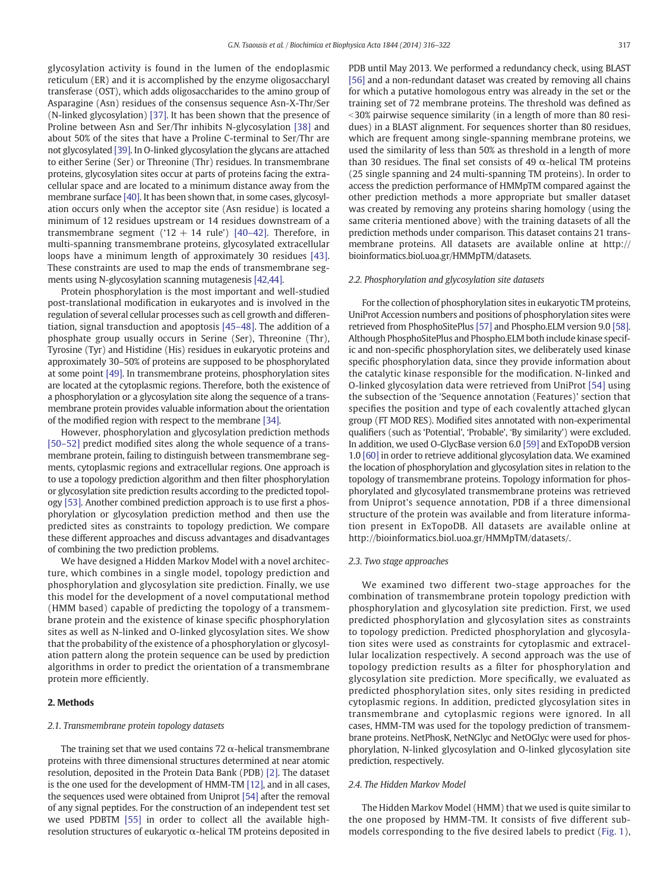glycosylation activity is found in the lumen of the endoplasmic reticulum (ER) and it is accomplished by the enzyme oligosaccharyl transferase (OST), which adds oligosaccharides to the amino group of Asparagine (Asn) residues of the consensus sequence Asn-X-Thr/Ser (N-linked glycosylation) [37]. It has been shown that the presence of Proline between Asn and Ser/Thr inhibits N-glycosylation [38] and about 50% of the sites that have a Proline C-terminal to Ser/Thr are not glycosylated [39]. In O-linked glycosylation the glycans are attached to either Serine (Ser) or Threonine (Thr) residues. In transmembrane proteins, glycosylation sites occur at parts of proteins facing the extracellular space and are located to a minimum distance away from the membrane surface [40]. It has been shown that, in some cases, glycosylation occurs only when the acceptor site (Asn residue) is located a minimum of 12 residues upstream or 14 residues downstream of a transmembrane segment ('12 + 14 rule') [40–42]. Therefore, in multi-spanning transmembrane proteins, glycosylated extracellular loops have a minimum length of approximately 30 residues [43]. These constraints are used to map the ends of transmembrane segments using N-glycosylation scanning mutagenesis [42,44].

Protein phosphorylation is the most important and well-studied post-translational modification in eukaryotes and is involved in the regulation of several cellular processes such as cell growth and differentiation, signal transduction and apoptosis [45–48]. The addition of a phosphate group usually occurs in Serine (Ser), Threonine (Thr), Tyrosine (Tyr) and Histidine (His) residues in eukaryotic proteins and approximately 30–50% of proteins are supposed to be phosphorylated at some point [49]. In transmembrane proteins, phosphorylation sites are located at the cytoplasmic regions. Therefore, both the existence of a phosphorylation or a glycosylation site along the sequence of a transmembrane protein provides valuable information about the orientation of the modified region with respect to the membrane [34].

However, phosphorylation and glycosylation prediction methods [50–52] predict modified sites along the whole sequence of a transmembrane protein, failing to distinguish between transmembrane segments, cytoplasmic regions and extracellular regions. One approach is to use a topology prediction algorithm and then filter phosphorylation or glycosylation site prediction results according to the predicted topology [53]. Another combined prediction approach is to use first a phosphorylation or glycosylation prediction method and then use the predicted sites as constraints to topology prediction. We compare these different approaches and discuss advantages and disadvantages of combining the two prediction problems.

We have designed a Hidden Markov Model with a novel architecture, which combines in a single model, topology prediction and phosphorylation and glycosylation site prediction. Finally, we use this model for the development of a novel computational method (HMM based) capable of predicting the topology of a transmembrane protein and the existence of kinase specific phosphorylation sites as well as N-linked and O-linked glycosylation sites. We show that the probability of the existence of a phosphorylation or glycosylation pattern along the protein sequence can be used by prediction algorithms in order to predict the orientation of a transmembrane protein more efficiently.

## 2. Methods

### 2.1. Transmembrane protein topology datasets

The training set that we used contains 72 α-helical transmembrane proteins with three dimensional structures determined at near atomic resolution, deposited in the Protein Data Bank (PDB) [2]. The dataset is the one used for the development of HMM-TM [12], and in all cases, the sequences used were obtained from Uniprot [54] after the removal of any signal peptides. For the construction of an independent test set we used PDBTM [55] in order to collect all the available high-resolution structures of eukaryotic α-helical TM proteins deposited in PDB until May 2013. We performed a redundancy check, using BLAST [56] and a non-redundant dataset was created by removing all chains for which a putative homologous entry was already in the set or the training set of 72 membrane proteins. The threshold was defined as <30% pairwise sequence similarity (in a length of more than 80 residues) in a BLAST alignment. For sequences shorter than 80 residues, which are frequent among single-spanning membrane proteins, we used the similarity of less than 50% as threshold in a length of more than 30 residues. The final set consists of 49 α-helical TM proteins (25 single spanning and 24 multi-spanning TM proteins). In order to access the prediction performance of HMMpTM compared against the other prediction methods a more appropriate but smaller dataset was created by removing any proteins sharing homology (using the same criteria mentioned above) with the training datasets of all the prediction methods under comparison. This dataset contains 21 transmembrane proteins. All datasets are available online at http://bioinformatics.biol.uoa.gr/HMMpTM/datasets.

### 2.2. Phosphorylation and glycosylation site datasets

For the collection of phosphorylation sites in eukaryotic TM proteins, UniProt Accession numbers and positions of phosphorylation sites were retrieved from PhosphoSitePlus [57] and Phospho.ELM version 9.0 [58]. Although PhosphoSitePlus and Phospho.ELM both include kinase specific and non-specific phosphorylation sites, we deliberately used kinase specific phosphorylation data, since they provide information about the catalytic kinase responsible for the modification. N-linked and O-linked glycosylation data were retrieved from UniProt [54] using the subsection of the 'Sequence annotation (Features)' section that specifies the position and type of each covalently attached glycan group (FT MOD RES). Modified sites annotated with non-experimental qualifiers (such as 'Potential', 'Probable', 'By similarity') were excluded. In addition, we used O-GlycBase version 6.0 [59] and ExTopoDB version 1.0 [60] in order to retrieve additional glycosylation data. We examined the location of phosphorylation and glycosylation sites in relation to the topology of transmembrane proteins. Topology information for phosphorylated and glycosylated transmembrane proteins was retrieved from Uniprot's sequence annotation, PDB if a three dimensional structure of the protein was available and from literature information present in ExTopoDB. All datasets are available online at http://bioinformatics.biol.uoa.gr/HMMpTM/datasets/.

### 2.3. Two stage approaches

We examined two different two-stage approaches for the combination of transmembrane protein topology prediction with phosphorylation and glycosylation site prediction. First, we used predicted phosphorylation and glycosylation sites as constraints to topology prediction. Predicted phosphorylation and glycosylation sites were used as constraints for cytoplasmic and extracellular localization respectively. A second approach was the use of topology prediction results as a filter for phosphorylation and glycosylation site prediction. More specifically, we evaluated as predicted phosphorylation sites, only sites residing in predicted cytoplasmic regions. In addition, predicted glycosylation sites in transmembrane and cytoplasmic regions were ignored. In all cases, HMM-TM was used for the topology prediction of transmembrane proteins. NetPhosK, NetNGlyc and NetOGlyc were used for phosphorylation, N-linked glycosylation and O-linked glycosylation site prediction, respectively.

### 2.4. The Hidden Markov Model

The Hidden Markov Model (HMM) that we used is quite similar to the one proposed by HMM-TM. It consists of five different submodels corresponding to the five desired labels to predict (Fig. 1),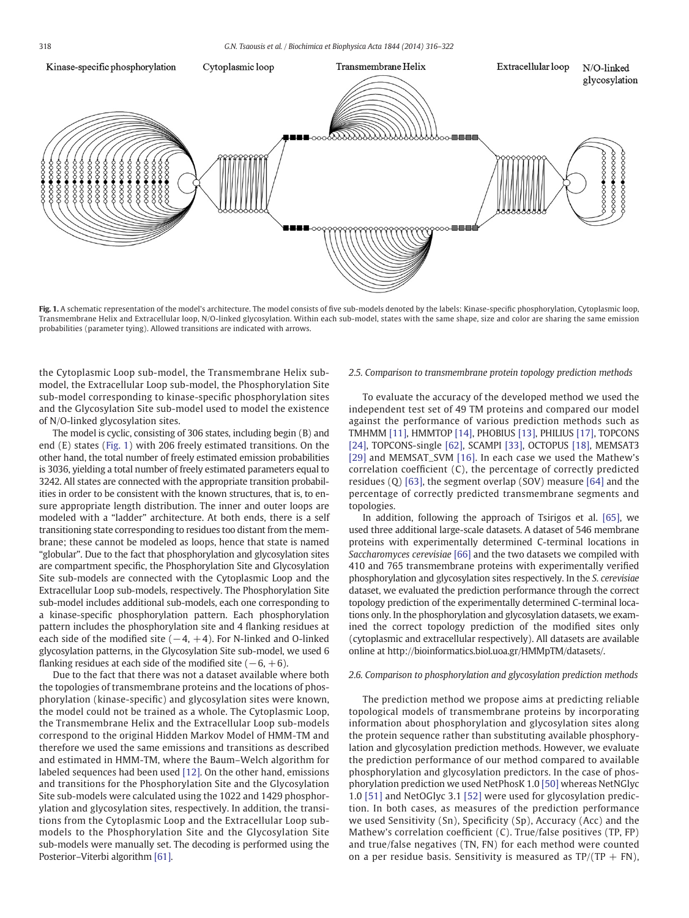Kinase-specific phosphorylation    Cytoplasmic loop    Transmembrane Helix    Extracellular loop    N/O-linked glycosylation

**Fig. 1.** A schematic representation of the model's architecture. The model consists of five sub-models denoted by the labels: Kinase-specific phosphorylation, Cytoplasmic loop, Transmembrane Helix and Extracellular loop, N/O-linked glycosylation. Within each sub-model, states with the same shape, size and color are sharing the same emission probabilities (parameter tying). Allowed transitions are indicated with arrows.

the Cytoplasmic Loop sub-model, the Transmembrane Helix sub-model, the Extracellular Loop sub-model, the Phosphorylation Site sub-model corresponding to kinase-specific phosphorylation sites and the Glycosylation Site sub-model used to model the existence of N/O-linked glycosylation sites.

The model is cyclic, consisting of 306 states, including begin (B) and end (E) states (Fig. 1) with 206 freely estimated transitions. On the other hand, the total number of freely estimated emission probabilities is 3036, yielding a total number of freely estimated parameters equal to 3242. All states are connected with the appropriate transition probabilities in order to be consistent with the known structures, that is, to ensure appropriate length distribution. The inner and outer loops are modeled with a "ladder" architecture. At both ends, there is a self transitioning state corresponding to residues too distant from the membrane; these cannot be modeled as loops, hence that state is named "globular". Due to the fact that phosphorylation and glycosylation sites are compartment specific, the Phosphorylation Site and Glycosylation Site sub-models are connected with the Cytoplasmic Loop and the Extracellular Loop sub-models, respectively. The Phosphorylation Site sub-model includes additional sub-models, each one corresponding to a kinase-specific phosphorylation pattern. Each phosphorylation pattern includes the phosphorylation site and 4 flanking residues at each side of the modified site ($-4$, $+4$). For N-linked and O-linked glycosylation patterns, in the Glycosylation Site sub-model, we used 6 flanking residues at each side of the modified site ($-6$, $+6$).

Due to the fact that there was not a dataset available where both the topologies of transmembrane proteins and the locations of phosphorylation (kinase-specific) and glycosylation sites were known, the model could not be trained as a whole. The Cytoplasmic Loop, the Transmembrane Helix and the Extracellular Loop sub-models correspond to the original Hidden Markov Model of HMM-TM and therefore we used the same emissions and transitions as described and estimated in HMM-TM, where the Baum–Welch algorithm for labeled sequences had been used [12]. On the other hand, emissions and transitions for the Phosphorylation Site and the Glycosylation Site sub-models were calculated using the 1022 and 1429 phosphorylation and glycosylation sites, respectively. In addition, the transitions from the Cytoplasmic Loop and the Extracellular Loop sub-models to the Phosphorylation Site and the Glycosylation Site sub-models were manually set. The decoding is performed using the Posterior–Viterbi algorithm [61].

### 2.5. Comparison to transmembrane protein topology prediction methods

To evaluate the accuracy of the developed method we used the independent test set of 49 TM proteins and compared our model against the performance of various prediction methods such as TMHMM [11], HMMTOP [14], PHOBIUS [13], PHILIUS [17], TOPCONS [24], TOPCONS-single [62], SCAMPI [33], OCTOPUS [18], MEMSAT3 [29] and MEMSAT_SVM [16]. In each case we used the Mathew's correlation coefficient (C), the percentage of correctly predicted residues (Q) [63], the segment overlap (SOV) measure [64] and the percentage of correctly predicted transmembrane segments and topologies.

In addition, following the approach of Tsirigos et al. [65], we used three additional large-scale datasets. A dataset of 546 membrane proteins with experimentally determined C-terminal locations in *Saccharomyces cerevisiae* [66] and the two datasets we compiled with 410 and 765 transmembrane proteins with experimentally verified phosphorylation and glycosylation sites respectively. In the *S. cerevisiae* dataset, we evaluated the prediction performance through the correct topology prediction of the experimentally determined C-terminal locations only. In the phosphorylation and glycosylation datasets, we examined the correct topology prediction of the modified sites only (cytoplasmic and extracellular respectively). All datasets are available online at http://bioinformatics.biol.uoa.gr/HMMpTM/datasets/.

### 2.6. Comparison to phosphorylation and glycosylation prediction methods

The prediction method we propose aims at predicting reliable topological models of transmembrane proteins by incorporating information about phosphorylation and glycosylation sites along the protein sequence rather than substituting available phosphorylation and glycosylation prediction methods. However, we evaluate the prediction performance of our method compared to available phosphorylation and glycosylation predictors. In the case of phosphorylation prediction we used NetPhosK 1.0 [50] whereas NetNGlyc 1.0 [51] and NetOGlyc 3.1 [52] were used for glycosylation prediction. In both cases, as measures of the prediction performance we used Sensitivity (Sn), Specificity (Sp), Accuracy (Acc) and the Mathew's correlation coefficient (C). True/false positives (TP, FP) and true/false negatives (TN, FN) for each method were counted on a per residue basis. Sensitivity is measured as TP/(TP + FN),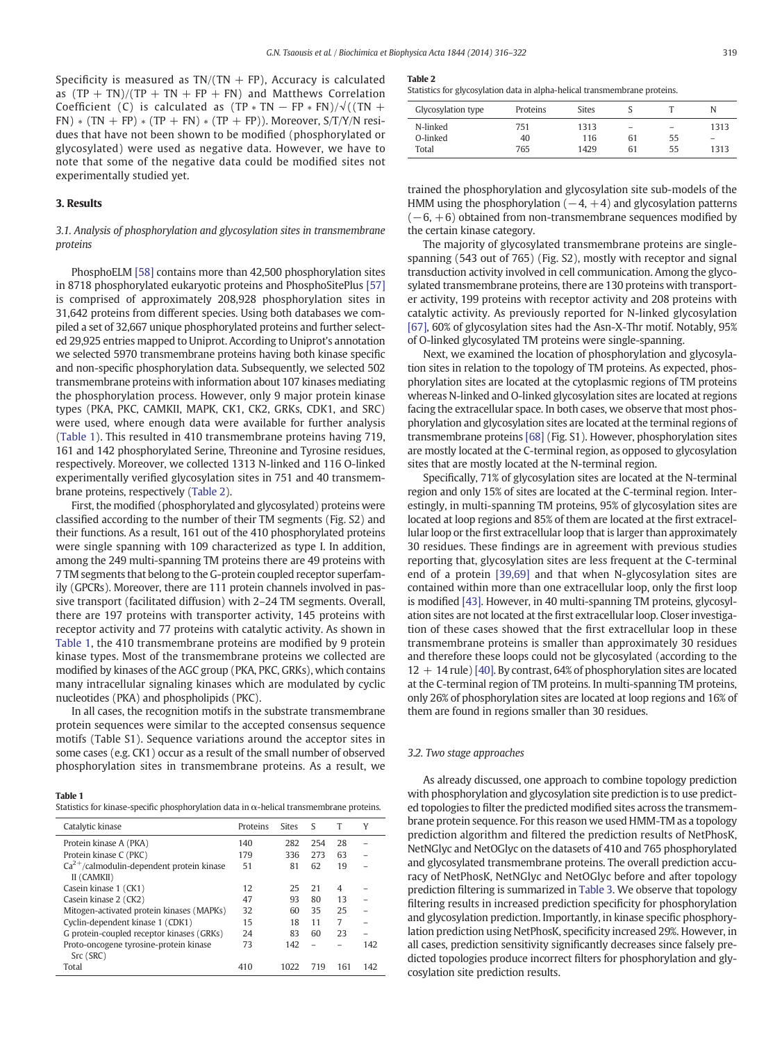Specificity is measured as TN/(TN + FP), Accuracy is calculated as (TP + TN)/(TP + TN + FP + FN) and Matthews Correlation Coefficient (C) is calculated as $(TP * TN - FP * FN)/\sqrt{((TN + FN) * (TN + FP) * (TP + FN) * (TP + FP))}$. Moreover, S/T/Y/N residues that have not been shown to be modified (phosphorylated or glycosylated) were used as negative data. However, we have to note that some of the negative data could be modified sites not experimentally studied yet.

## 3. Results

### 3.1. Analysis of phosphorylation and glycosylation sites in transmembrane proteins

PhosphoELM [58] contains more than 42,500 phosphorylation sites in 8718 phosphorylated eukaryotic proteins and PhosphoSitePlus [57] is comprised of approximately 208,928 phosphorylation sites in 31,642 proteins from different species. Using both databases we compiled a set of 32,667 unique phosphorylated proteins and further selected 29,925 entries mapped to Uniprot. According to Uniprot's annotation we selected 5970 transmembrane proteins having both kinase specific and non-specific phosphorylation data. Subsequently, we selected 502 transmembrane proteins with information about 107 kinases mediating the phosphorylation process. However, only 9 major protein kinase types (PKA, PKC, CAMKII, MAPK, CK1, CK2, GRKs, CDK1, and SRC) were used, where enough data were available for further analysis (Table 1). This resulted in 410 transmembrane proteins having 719, 161 and 142 phosphorylated Serine, Threonine and Tyrosine residues, respectively. Moreover, we collected 1313 N-linked and 116 O-linked experimentally verified glycosylation sites in 751 and 40 transmembrane proteins, respectively (Table 2).

First, the modified (phosphorylated and glycosylated) proteins were classified according to the number of their TM segments (Fig. S2) and their functions. As a result, 161 out of the 410 phosphorylated proteins were single spanning with 109 characterized as type I. In addition, among the 249 multi-spanning TM proteins there are 49 proteins with 7 TM segments that belong to the G-protein coupled receptor superfamily (GPCRs). Moreover, there are 111 protein channels involved in passive transport (facilitated diffusion) with 2–24 TM segments. Overall, there are 197 proteins with transporter activity, 145 proteins with receptor activity and 77 proteins with catalytic activity. As shown in Table 1, the 410 transmembrane proteins are modified by 9 protein kinase types. Most of the transmembrane proteins we collected are modified by kinases of the AGC group (PKA, PKC, GRKs), which contains many intracellular signaling kinases which are modulated by cyclic nucleotides (PKA) and phospholipids (PKC).

In all cases, the recognition motifs in the substrate transmembrane protein sequences were similar to the accepted consensus sequence motifs (Table S1). Sequence variations around the acceptor sites in some cases (e.g. CK1) occur as a result of the small number of observed phosphorylation sites in transmembrane proteins. As a result, we trained the phosphorylation and glycosylation site sub-models of the HMM using the phosphorylation (−4, +4) and glycosylation patterns (−6, +6) obtained from non-transmembrane sequences modified by the certain kinase category.

**Table 1**
Statistics for kinase-specific phosphorylation data in α-helical transmembrane proteins.

| Catalytic kinase | Proteins | Sites | S | T | Y |
|---|---|---|---|---|---|
| Protein kinase A (PKA) | 140 | 282 | 254 | 28 | – |
| Protein kinase C (PKC) | 179 | 336 | 273 | 63 | – |
| $Ca^{2+}$/calmodulin-dependent protein kinase II (CAMKII) | 51 | 81 | 62 | 19 | – |
| Casein kinase 1 (CK1) | 12 | 25 | 21 | 4 | – |
| Casein kinase 2 (CK2) | 47 | 93 | 80 | 13 | – |
| Mitogen-activated protein kinases (MAPKs) | 32 | 60 | 35 | 25 | – |
| Cyclin-dependent kinase 1 (CDK1) | 15 | 18 | 11 | 7 | – |
| G protein-coupled receptor kinases (GRKs) | 24 | 83 | 60 | 23 | – |
| Proto-oncogene tyrosine-protein kinase Src (SRC) | 73 | 142 | – | – | 142 |
| Total | 410 | 1022 | 719 | 161 | 142 |

**Table 2**
Statistics for glycosylation data in alpha-helical transmembrane proteins.

| Glycosylation type | Proteins | Sites | S | T | N |
|---|---|---|---|---|---|
| N-linked | 751 | 1313 | – | – | 1313 |
| O-linked | 40 | 116 | 61 | 55 | – |
| Total | 765 | 1429 | 61 | 55 | 1313 |

The majority of glycosylated transmembrane proteins are single-spanning (543 out of 765) (Fig. S2), mostly with receptor and signal transduction activity involved in cell communication. Among the glycosylated transmembrane proteins, there are 130 proteins with transporter activity, 199 proteins with receptor activity and 208 proteins with catalytic activity. As previously reported for N-linked glycosylation [67], 60% of glycosylation sites had the Asn-X-Thr motif. Notably, 95% of O-linked glycosylated TM proteins were single-spanning.

Next, we examined the location of phosphorylation and glycosylation sites in relation to the topology of TM proteins. As expected, phosphorylation sites are located at the cytoplasmic regions of TM proteins whereas N-linked and O-linked glycosylation sites are located at regions facing the extracellular space. In both cases, we observe that most phosphorylation and glycosylation sites are located at the terminal regions of transmembrane proteins [68] (Fig. S1). However, phosphorylation sites are mostly located at the C-terminal region, as opposed to glycosylation sites that are mostly located at the N-terminal region.

Specifically, 71% of glycosylation sites are located at the N-terminal region and only 15% of sites are located at the C-terminal region. Interestingly, in multi-spanning TM proteins, 95% of glycosylation sites are located at loop regions and 85% of them are located at the first extracellular loop or the first extracellular loop that is larger than approximately 30 residues. These findings are in agreement with previous studies reporting that, glycosylation sites are less frequent at the C-terminal end of a protein [39,69] and that when N-glycosylation sites are contained within more than one extracellular loop, only the first loop is modified [43]. However, in 40 multi-spanning TM proteins, glycosylation sites are not located at the first extracellular loop. Closer investigation of these cases showed that the first extracellular loop in these transmembrane proteins is smaller than approximately 30 residues and therefore these loops could not be glycosylated (according to the 12 + 14 rule) [40]. By contrast, 64% of phosphorylation sites are located at the C-terminal region of TM proteins. In multi-spanning TM proteins, only 26% of phosphorylation sites are located at loop regions and 16% of them are found in regions smaller than 30 residues.

### 3.2. Two stage approaches

As already discussed, one approach to combine topology prediction with phosphorylation and glycosylation site prediction is to use predicted topologies to filter the predicted modified sites across the transmembrane protein sequence. For this reason we used HMM-TM as a topology prediction algorithm and filtered the prediction results of NetPhosK, NetNGlyc and NetOGlyc on the datasets of 410 and 765 phosphorylated and glycosylated transmembrane proteins. The overall prediction accuracy of NetPhosK, NetNGlyc and NetOGlyc before and after topology prediction filtering is summarized in Table 3. We observe that topology filtering results in increased prediction specificity for phosphorylation and glycosylation prediction. Importantly, in kinase specific phosphorylation prediction using NetPhosK, specificity increased 29%. However, in all cases, prediction sensitivity significantly decreases since falsely predicted topologies produce incorrect filters for phosphorylation and glycosylation site prediction results.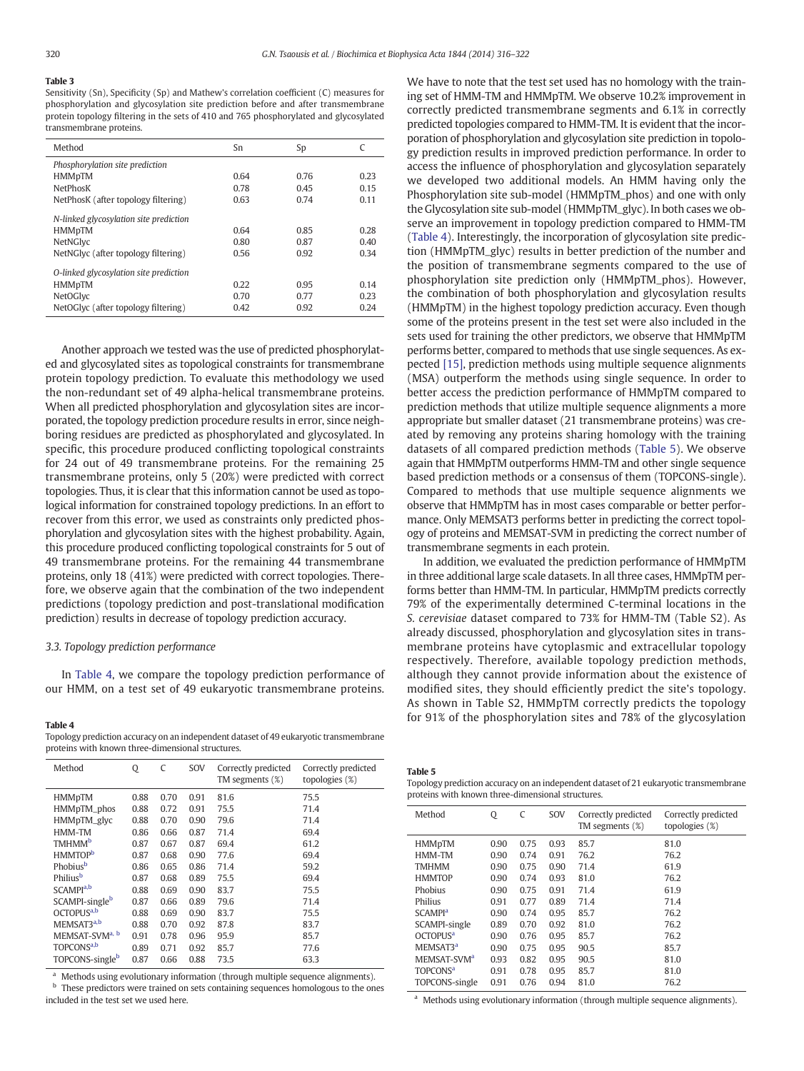**Table 3**
Sensitivity (Sn), Specificity (Sp) and Mathew's correlation coefficient (C) measures for phosphorylation and glycosylation site prediction before and after transmembrane protein topology filtering in the sets of 410 and 765 phosphorylated and glycosylated transmembrane proteins.

| Method | Sn | Sp | C |
|---|---|---|---|
| *Phosphorylation site prediction* | | | |
| HMMpTM | 0.64 | 0.76 | 0.23 |
| NetPhosK | 0.78 | 0.45 | 0.15 |
| NetPhosK (after topology filtering) | 0.63 | 0.74 | 0.11 |
| *N-linked glycosylation site prediction* | | | |
| HMMpTM | 0.64 | 0.85 | 0.28 |
| NetNGlyc | 0.80 | 0.87 | 0.40 |
| NetNGlyc (after topology filtering) | 0.56 | 0.92 | 0.34 |
| *O-linked glycosylation site prediction* | | | |
| HMMpTM | 0.22 | 0.95 | 0.14 |
| NetOGlyc | 0.70 | 0.77 | 0.23 |
| NetOGlyc (after topology filtering) | 0.42 | 0.92 | 0.24 |

Another approach we tested was the use of predicted phosphorylated and glycosylated sites as topological constraints for transmembrane protein topology prediction. To evaluate this methodology we used the non-redundant set of 49 alpha-helical transmembrane proteins. When all predicted phosphorylation and glycosylation sites are incorporated, the topology prediction procedure results in error, since neighboring residues are predicted as phosphorylated and glycosylated. In specific, this procedure produced conflicting topological constraints for 24 out of 49 transmembrane proteins. For the remaining 25 transmembrane proteins, only 5 (20%) were predicted with correct topologies. Thus, it is clear that this information cannot be used as topological information for constrained topology predictions. In an effort to recover from this error, we used as constraints only predicted phosphorylation and glycosylation sites with the highest probability. Again, this procedure produced conflicting topological constraints for 5 out of 49 transmembrane proteins. For the remaining 44 transmembrane proteins, only 18 (41%) were predicted with correct topologies. Therefore, we observe again that the combination of the two independent predictions (topology prediction and post-translational modification prediction) results in decrease of topology prediction accuracy.

### 3.3. Topology prediction performance

In Table 4, we compare the topology prediction performance of our HMM, on a test set of 49 eukaryotic transmembrane proteins. We have to note that the test set used has no homology with the training set of HMM-TM and HMMpTM. We observe 10.2% improvement in correctly predicted transmembrane segments and 6.1% in correctly predicted topologies compared to HMM-TM. It is evident that the incorporation of phosphorylation and glycosylation site prediction in topology prediction results in improved prediction performance. In order to access the influence of phosphorylation and glycosylation separately we developed two additional models. An HMM having only the Phosphorylation site sub-model (HMMpTM_phos) and one with only the Glycosylation site sub-model (HMMpTM_glyc). In both cases we observe an improvement in topology prediction compared to HMM-TM (Table 4). Interestingly, the incorporation of glycosylation site prediction (HMMpTM_glyc) results in better prediction of the number and the position of transmembrane segments compared to the use of phosphorylation site prediction only (HMMpTM_phos). However, the combination of both phosphorylation and glycosylation results (HMMpTM) in the highest topology prediction accuracy. Even though some of the proteins present in the test set were also included in the sets used for training the other predictors, we observe that HMMpTM performs better, compared to methods that use single sequences. As expected [15], prediction methods using multiple sequence alignments (MSA) outperform the methods using single sequence. In order to better access the prediction performance of HMMpTM compared to prediction methods that utilize multiple sequence alignments a more appropriate but smaller dataset (21 transmembrane proteins) was created by removing any proteins sharing homology with the training datasets of all compared prediction methods (Table 5). We observe again that HMMpTM outperforms HMM-TM and other single sequence based prediction methods or a consensus of them (TOPCONS-single). Compared to methods that use multiple sequence alignments we observe that HMMpTM has in most cases comparable or better performance. Only MEMSAT3 performs better in predicting the correct topology of proteins and MEMSAT-SVM in predicting the correct number of transmembrane segments in each protein.

In addition, we evaluated the prediction performance of HMMpTM in three additional large scale datasets. In all three cases, HMMpTM performs better than HMM-TM. In particular, HMMpTM predicts correctly 79% of the experimentally determined C-terminal locations in the *S. cerevisiae* dataset compared to 73% for HMM-TM (Table S2). As already discussed, phosphorylation and glycosylation sites in transmembrane proteins have cytoplasmic and extracellular topology respectively. Therefore, available topology prediction methods, although they cannot provide information about the existence of modified sites, they should efficiently predict the site's topology. As shown in Table S2, HMMpTM correctly predicts the topology for 91% of the phosphorylation sites and 78% of the glycosylation

**Table 4**
Topology prediction accuracy on an independent dataset of 49 eukaryotic transmembrane proteins with known three-dimensional structures.

| Method | Q | C | SOV | Correctly predicted TM segments (%) | Correctly predicted topologies (%) |
|---|---|---|---|---|---|
| HMMpTM | 0.88 | 0.70 | 0.91 | 81.6 | 75.5 |
| HMMpTM_phos | 0.88 | 0.72 | 0.91 | 75.5 | 71.4 |
| HMMpTM_glyc | 0.88 | 0.70 | 0.90 | 79.6 | 71.4 |
| HMM-TM | 0.86 | 0.66 | 0.87 | 71.4 | 69.4 |
| TMHMM[b] | 0.87 | 0.67 | 0.87 | 69.4 | 61.2 |
| HMMTOP[b] | 0.87 | 0.68 | 0.90 | 77.6 | 69.4 |
| Phobius[b] | 0.86 | 0.65 | 0.86 | 71.4 | 59.2 |
| Philius[b] | 0.87 | 0.68 | 0.89 | 75.5 | 69.4 |
| SCAMPI[a,b] | 0.88 | 0.69 | 0.90 | 83.7 | 75.5 |
| SCAMPI-single[b] | 0.87 | 0.66 | 0.89 | 79.6 | 71.4 |
| OCTOPUS[a,b] | 0.88 | 0.69 | 0.90 | 83.7 | 75.5 |
| MEMSAT3[a,b] | 0.88 | 0.70 | 0.92 | 87.8 | 83.7 |
| MEMSAT-SVM[a, b] | 0.91 | 0.78 | 0.96 | 95.9 | 85.7 |
| TOPCONS[a,b] | 0.89 | 0.71 | 0.92 | 85.7 | 77.6 |
| TOPCONS-single[b] | 0.87 | 0.66 | 0.88 | 73.5 | 63.3 |

[a] Methods using evolutionary information (through multiple sequence alignments).
[b] These predictors were trained on sets containing sequences homologous to the ones included in the test set we used here.

**Table 5**
Topology prediction accuracy on an independent dataset of 21 eukaryotic transmembrane proteins with known three-dimensional structures.

| Method | Q | C | SOV | Correctly predicted TM segments (%) | Correctly predicted topologies (%) |
|---|---|---|---|---|---|
| HMMpTM | 0.90 | 0.75 | 0.93 | 85.7 | 81.0 |
| HMM-TM | 0.90 | 0.74 | 0.91 | 76.2 | 76.2 |
| TMHMM | 0.90 | 0.75 | 0.90 | 71.4 | 61.9 |
| HMMTOP | 0.90 | 0.74 | 0.93 | 81.0 | 76.2 |
| Phobius | 0.90 | 0.75 | 0.91 | 71.4 | 61.9 |
| Philius | 0.91 | 0.77 | 0.89 | 71.4 | 71.4 |
| SCAMPI[a] | 0.90 | 0.74 | 0.95 | 85.7 | 76.2 |
| SCAMPI-single | 0.89 | 0.70 | 0.92 | 81.0 | 76.2 |
| OCTOPUS[a] | 0.90 | 0.76 | 0.95 | 85.7 | 76.2 |
| MEMSAT3[a] | 0.90 | 0.75 | 0.95 | 90.5 | 85.7 |
| MEMSAT-SVM[a] | 0.93 | 0.82 | 0.95 | 90.5 | 81.0 |
| TOPCONS[a] | 0.91 | 0.78 | 0.95 | 85.7 | 81.0 |
| TOPCONS-single | 0.91 | 0.76 | 0.94 | 81.0 | 76.2 |

[a] Methods using evolutionary information (through multiple sequence alignments).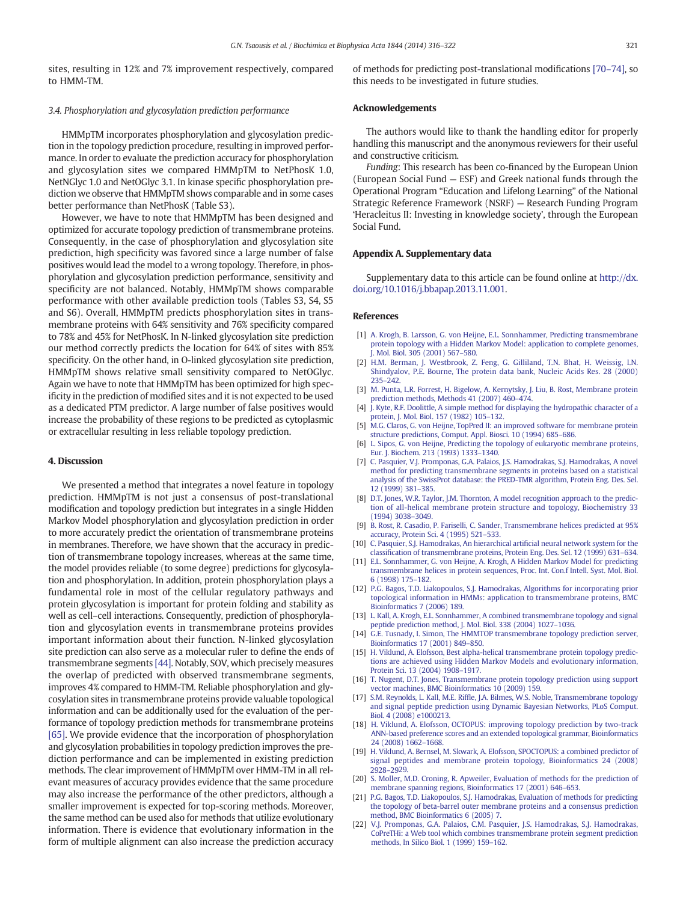sites, resulting in 12% and 7% improvement respectively, compared to HMM-TM.

### 3.4. Phosphorylation and glycosylation prediction performance

HMMpTM incorporates phosphorylation and glycosylation prediction in the topology prediction procedure, resulting in improved performance. In order to evaluate the prediction accuracy for phosphorylation and glycosylation sites we compared HMMpTM to NetPhosK 1.0, NetNGlyc 1.0 and NetOGlyc 3.1. In kinase specific phosphorylation prediction we observe that HMMpTM shows comparable and in some cases better performance than NetPhosK (Table S3).

However, we have to note that HMMpTM has been designed and optimized for accurate topology prediction of transmembrane proteins. Consequently, in the case of phosphorylation and glycosylation site prediction, high specificity was favored since a large number of false positives would lead the model to a wrong topology. Therefore, in phosphorylation and glycosylation prediction performance, sensitivity and specificity are not balanced. Notably, HMMpTM shows comparable performance with other available prediction tools (Tables S3, S4, S5 and S6). Overall, HMMpTM predicts phosphorylation sites in transmembrane proteins with 64% sensitivity and 76% specificity compared to 78% and 45% for NetPhosK. In N-linked glycosylation site prediction our method correctly predicts the location for 64% of sites with 85% specificity. On the other hand, in O-linked glycosylation site prediction, HMMpTM shows relative small sensitivity compared to NetOGlyc. Again we have to note that HMMpTM has been optimized for high specificity in the prediction of modified sites and it is not expected to be used as a dedicated PTM predictor. A large number of false positives would increase the probability of these regions to be predicted as cytoplasmic or extracellular resulting in less reliable topology prediction.

## 4. Discussion

We presented a method that integrates a novel feature in topology prediction. HMMpTM is not just a consensus of post-translational modification and topology prediction but integrates in a single Hidden Markov Model phosphorylation and glycosylation prediction in order to more accurately predict the orientation of transmembrane proteins in membranes. Therefore, we have shown that the accuracy in prediction of transmembrane topology increases, whereas at the same time, the model provides reliable (to some degree) predictions for glycosylation and phosphorylation. In addition, protein phosphorylation plays a fundamental role in most of the cellular regulatory pathways and protein glycosylation is important for protein folding and stability as well as cell–cell interactions. Consequently, prediction of phosphorylation and glycosylation events in transmembrane proteins provides important information about their function. N-linked glycosylation site prediction can also serve as a molecular ruler to define the ends of transmembrane segments [44]. Notably, SOV, which precisely measures the overlap of predicted with observed transmembrane segments, improves 4% compared to HMM-TM. Reliable phosphorylation and glycosylation sites in transmembrane proteins provide valuable topological information and can be additionally used for the evaluation of the performance of topology prediction methods for transmembrane proteins [65]. We provide evidence that the incorporation of phosphorylation and glycosylation probabilities in topology prediction improves the prediction performance and can be implemented in existing prediction methods. The clear improvement of HMMpTM over HMM-TM in all relevant measures of accuracy provides evidence that the same procedure may also increase the performance of the other predictors, although a smaller improvement is expected for top-scoring methods. Moreover, the same method can be used also for methods that utilize evolutionary information. There is evidence that evolutionary information in the form of multiple alignment can also increase the prediction accuracy of methods for predicting post-translational modifications [70–74], so this needs to be investigated in future studies.

## Acknowledgements

The authors would like to thank the handling editor for properly handling this manuscript and the anonymous reviewers for their useful and constructive criticism.

*Funding*: This research has been co-financed by the European Union (European Social Fund — ESF) and Greek national funds through the Operational Program "Education and Lifelong Learning" of the National Strategic Reference Framework (NSRF) — Research Funding Program 'Heracleitus II: Investing in knowledge society', through the European Social Fund.

## Appendix A. Supplementary data

Supplementary data to this article can be found online at http://dx.doi.org/10.1016/j.bbapap.2013.11.001.

## References

[1] A. Krogh, B. Larsson, G. von Heijne, E.L. Sonnhammer, Predicting transmembrane protein topology with a Hidden Markov Model: application to complete genomes, J. Mol. Biol. 305 (2001) 567–580.

[2] H.M. Berman, J. Westbrook, Z. Feng, G. Gilliland, T.N. Bhat, H. Weissig, I.N. Shindyalov, P.E. Bourne, The protein data bank, Nucleic Acids Res. 28 (2000) 235–242.

[3] M. Punta, L.R. Forrest, H. Bigelow, A. Kernytsky, J. Liu, B. Rost, Membrane protein prediction methods, Methods 41 (2007) 460–474.

[4] J. Kyte, R.F. Doolittle, A simple method for displaying the hydropathic character of a protein, J. Mol. Biol. 157 (1982) 105–132.

[5] M.G. Claros, G. von Heijne, TopPred II: an improved software for membrane protein structure predictions, Comput. Appl. Biosci. 10 (1994) 685–686.

[6] L. Sipos, G. von Heijne, Predicting the topology of eukaryotic membrane proteins, Eur. J. Biochem. 213 (1993) 1333–1340.

[7] C. Pasquier, V.J. Promponas, G.A. Palaios, J.S. Hamodrakas, S.J. Hamodrakas, A novel method for predicting transmembrane segments in proteins based on a statistical analysis of the SwissProt database: the PRED-TMR algorithm, Protein Eng. Des. Sel. 12 (1999) 381–385.

[8] D.T. Jones, W.R. Taylor, J.M. Thornton, A model recognition approach to the prediction of all-helical membrane protein structure and topology, Biochemistry 33 (1994) 3038–3049.

[9] B. Rost, R. Casadio, P. Fariselli, C. Sander, Transmembrane helices predicted at 95% accuracy, Protein Sci. 4 (1995) 521–533.

[10] C. Pasquier, S.J. Hamodrakas, An hierarchical artificial neural network system for the classification of transmembrane proteins, Protein Eng. Des. Sel. 12 (1999) 631–634.

[11] E.L. Sonnhammer, G. von Heijne, A. Krogh, A Hidden Markov Model for predicting transmembrane helices in protein sequences, Proc. Int. Con.f Intell. Syst. Mol. Biol. 6 (1998) 175–182.

[12] P.G. Bagos, T.D. Liakopoulos, S.J. Hamodrakas, Algorithms for incorporating prior topological information in HMMs: application to transmembrane proteins, BMC Bioinformatics 7 (2006) 189.

[13] L. Kall, A. Krogh, E.L. Sonnhammer, A combined transmembrane topology and signal peptide prediction method, J. Mol. Biol. 338 (2004) 1027–1036.

[14] G.E. Tusnady, I. Simon, The HMMTOP transmembrane topology prediction server, Bioinformatics 17 (2001) 849–850.

[15] H. Viklund, A. Elofsson, Best alpha-helical transmembrane protein topology predictions are achieved using Hidden Markov Models and evolutionary information, Protein Sci. 13 (2004) 1908–1917.

[16] T. Nugent, D.T. Jones, Transmembrane protein topology prediction using support vector machines, BMC Bioinformatics 10 (2009) 159.

[17] S.M. Reynolds, L. Kall, M.E. Riffle, J.A. Bilmes, W.S. Noble, Transmembrane topology and signal peptide prediction using Dynamic Bayesian Networks, PLoS Comput. Biol. 4 (2008) e1000213.

[18] H. Viklund, A. Elofsson, OCTOPUS: improving topology prediction by two-track ANN-based preference scores and an extended topological grammar, Bioinformatics 24 (2008) 1662–1668.

[19] H. Viklund, A. Bernsel, M. Skwark, A. Elofsson, SPOCTOPUS: a combined predictor of signal peptides and membrane protein topology, Bioinformatics 24 (2008) 2928–2929.

[20] S. Moller, M.D. Croning, R. Apweiler, Evaluation of methods for the prediction of membrane spanning regions, Bioinformatics 17 (2001) 646–653.

[21] P.G. Bagos, T.D. Liakopoulos, S.J. Hamodrakas, Evaluation of methods for predicting the topology of beta-barrel outer membrane proteins and a consensus prediction method, BMC Bioinformatics 6 (2005) 7.

[22] V.J. Promponas, G.A. Palaios, C.M. Pasquier, J.S. Hamodrakas, S.J. Hamodrakas, CoPreTHi: a Web tool which combines transmembrane protein segment prediction methods, In Silico Biol. 1 (1999) 159–162.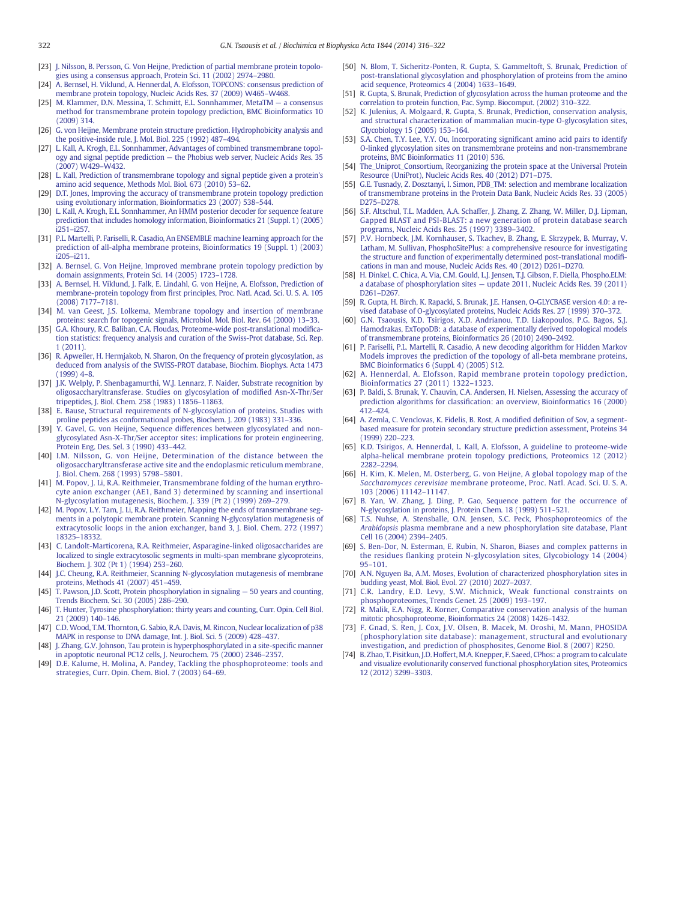[23] J. Nilsson, B. Persson, G. Von Heijne, Prediction of partial membrane protein topologies using a consensus approach, Protein Sci. 11 (2002) 2974–2980.

[24] A. Bernsel, H. Viklund, A. Hennerdal, A. Elofsson, TOPCONS: consensus prediction of membrane protein topology, Nucleic Acids Res. 37 (2009) W465–W468.

[25] M. Klammer, D.N. Messina, T. Schmitt, E.L. Sonnhammer, MetaTM — a consensus method for transmembrane protein topology prediction, BMC Bioinformatics 10 (2009) 314.

[26] G. von Heijne, Membrane protein structure prediction. Hydrophobicity analysis and the positive-inside rule, J. Mol. Biol. 225 (1992) 487–494.

[27] L. Kall, A. Krogh, E.L. Sonnhammer, Advantages of combined transmembrane topology and signal peptide prediction — the Phobius web server, Nucleic Acids Res. 35 (2007) W429–W432.

[28] L. Kall, Prediction of transmembrane topology and signal peptide given a protein's amino acid sequence, Methods Mol. Biol. 673 (2010) 53–62.

[29] D.T. Jones, Improving the accuracy of transmembrane protein topology prediction using evolutionary information, Bioinformatics 23 (2007) 538–544.

[30] L. Kall, A. Krogh, E.L. Sonnhammer, An HMM posterior decoder for sequence feature prediction that includes homology information, Bioinformatics 21 (Suppl. 1) (2005) i251–i257.

[31] P.L. Martelli, P. Fariselli, R. Casadio, An ENSEMBLE machine learning approach for the prediction of all-alpha membrane proteins, Bioinformatics 19 (Suppl. 1) (2003) i205–i211.

[32] A. Bernsel, G. Von Heijne, Improved membrane protein topology prediction by domain assignments, Protein Sci. 14 (2005) 1723–1728.

[33] A. Bernsel, H. Viklund, J. Falk, E. Lindahl, G. von Heijne, A. Elofsson, Prediction of membrane-protein topology from first principles, Proc. Natl. Acad. Sci. U. S. A. 105 (2008) 7177–7181.

[34] M. van Geest, J.S. Lolkema, Membrane topology and insertion of membrane proteins: search for topogenic signals, Microbiol. Mol. Biol. Rev. 64 (2000) 13–33.

[35] G.A. Khoury, R.C. Baliban, C.A. Floudas, Proteome-wide post-translational modification statistics: frequency analysis and curation of the Swiss-Prot database, Sci. Rep. 1 (2011).

[36] R. Apweiler, H. Hermjakob, N. Sharon, On the frequency of protein glycosylation, as deduced from analysis of the SWISS-PROT database, Biochim. Biophys. Acta 1473 (1999) 4–8.

[37] J.K. Welply, P. Shenbagamurthi, W.J. Lennarz, F. Naider, Substrate recognition by oligosaccharyltransferase. Studies on glycosylation of modified Asn-X-Thr/Ser tripeptides, J. Biol. Chem. 258 (1983) 11856–11863.

[38] E. Bause, Structural requirements of N-glycosylation of proteins. Studies with proline peptides as conformational probes, Biochem. J. 209 (1983) 331–336.

[39] Y. Gavel, G. von Heijne, Sequence differences between glycosylated and non-glycosylated Asn-X-Thr/Ser acceptor sites: implications for protein engineering, Protein Eng. Des. Sel. 3 (1990) 433–442.

[40] I.M. Nilsson, G. von Heijne, Determination of the distance between the oligosaccharyltransferase active site and the endoplasmic reticulum membrane, J. Biol. Chem. 268 (1993) 5798–5801.

[41] M. Popov, J. Li, R.A. Reithmeier, Transmembrane folding of the human erythrocyte anion exchanger (AE1, Band 3) determined by scanning and insertional N-glycosylation mutagenesis, Biochem. J. 339 (Pt 2) (1999) 269–279.

[42] M. Popov, L.Y. Tam, J. Li, R.A. Reithmeier, Mapping the ends of transmembrane segments in a polytopic membrane protein. Scanning N-glycosylation mutagenesis of extracytosolic loops in the anion exchanger, band 3, J. Biol. Chem. 272 (1997) 18325–18332.

[43] C. Landolt-Marticorena, R.A. Reithmeier, Asparagine-linked oligosaccharides are localized to single extracytosolic segments in multi-span membrane glycoproteins, Biochem. J. 302 (Pt 1) (1994) 253–260.

[44] J.C. Cheung, R.A. Reithmeier, Scanning N-glycosylation mutagenesis of membrane proteins, Methods 41 (2007) 451–459.

[45] T. Pawson, J.D. Scott, Protein phosphorylation in signaling — 50 years and counting, Trends Biochem. Sci. 30 (2005) 286–290.

[46] T. Hunter, Tyrosine phosphorylation: thirty years and counting, Curr. Opin. Cell Biol. 21 (2009) 140–146.

[47] C.D. Wood, T.M. Thornton, G. Sabio, R.A. Davis, M. Rincon, Nuclear localization of p38 MAPK in response to DNA damage, Int. J. Biol. Sci. 5 (2009) 428–437.

[48] J. Zhang, G.V. Johnson, Tau protein is hyperphosphorylated in a site-specific manner in apoptotic neuronal PC12 cells, J. Neurochem. 75 (2000) 2346–2357.

[49] D.E. Kalume, H. Molina, A. Pandey, Tackling the phosphoproteome: tools and strategies, Curr. Opin. Chem. Biol. 7 (2003) 64–69.

[50] N. Blom, T. Sicheritz-Ponten, R. Gupta, S. Gammeltoft, S. Brunak, Prediction of post-translational glycosylation and phosphorylation of proteins from the amino acid sequence, Proteomics 4 (2004) 1633–1649.

[51] R. Gupta, S. Brunak, Prediction of glycosylation across the human proteome and the correlation to protein function, Pac. Symp. Biocomput. (2002) 310–322.

[52] K. Julenius, A. Molgaard, R. Gupta, S. Brunak, Prediction, conservation analysis, and structural characterization of mammalian mucin-type O-glycosylation sites, Glycobiology 15 (2005) 153–164.

[53] S.A. Chen, T.Y. Lee, Y.Y. Ou, Incorporating significant amino acid pairs to identify O-linked glycosylation sites on transmembrane proteins and non-transmembrane proteins, BMC Bioinformatics 11 (2010) 536.

[54] The_Uniprot_Consortium, Reorganizing the protein space at the Universal Protein Resource (UniProt), Nucleic Acids Res. 40 (2012) D71–D75.

[55] G.E. Tusnady, Z. Dosztanyi, I. Simon, PDB_TM: selection and membrane localization of transmembrane proteins in the Protein Data Bank, Nucleic Acids Res. 33 (2005) D275–D278.

[56] S.F. Altschul, T.L. Madden, A.A. Schaffer, J. Zhang, Z. Zhang, W. Miller, D.J. Lipman, Gapped BLAST and PSI-BLAST: a new generation of protein database search programs, Nucleic Acids Res. 25 (1997) 3389–3402.

[57] P.V. Hornbeck, J.M. Kornhauser, S. Tkachev, B. Zhang, E. Skrzypek, B. Murray, V. Latham, M. Sullivan, PhosphoSitePlus: a comprehensive resource for investigating the structure and function of experimentally determined post-translational modifications in man and mouse, Nucleic Acids Res. 40 (2012) D261–D270.

[58] H. Dinkel, C. Chica, A. Via, C.M. Gould, L.J. Jensen, T.J. Gibson, F. Diella, Phospho.ELM: a database of phosphorylation sites — update 2011, Nucleic Acids Res. 39 (2011) D261–D267.

[59] R. Gupta, H. Birch, K. Rapacki, S. Brunak, J.E. Hansen, O-GLYCBASE version 4.0: a revised database of O-glycosylated proteins, Nucleic Acids Res. 27 (1999) 370–372.

[60] G.N. Tsaousis, K.D. Tsirigos, X.D. Andrianou, T.D. Liakopoulos, P.G. Bagos, S.J. Hamodrakas, ExTopoDB: a database of experimentally derived topological models of transmembrane proteins, Bioinformatics 26 (2010) 2490–2492.

[61] P. Fariselli, P.L. Martelli, R. Casadio, A new decoding algorithm for Hidden Markov Models improves the prediction of the topology of all-beta membrane proteins, BMC Bioinformatics 6 (Suppl. 4) (2005) S12.

[62] A. Hennerdal, A. Elofsson, Rapid membrane protein topology prediction, Bioinformatics 27 (2011) 1322–1323.

[63] P. Baldi, S. Brunak, Y. Chauvin, C.A. Andersen, H. Nielsen, Assessing the accuracy of prediction algorithms for classification: an overview, Bioinformatics 16 (2000) 412–424.

[64] A. Zemla, C. Venclovas, K. Fidelis, B. Rost, A modified definition of Sov, a segment-based measure for protein secondary structure prediction assessment, Proteins 34 (1999) 220–223.

[65] K.D. Tsirigos, A. Hennerdal, L. Kall, A. Elofsson, A guideline to proteome-wide alpha-helical membrane protein topology predictions, Proteomics 12 (2012) 2282–2294.

[66] H. Kim, K. Melen, M. Osterberg, G. von Heijne, A global topology map of the *Saccharomyces cerevisiae* membrane proteome, Proc. Natl. Acad. Sci. U. S. A. 103 (2006) 11142–11147.

[67] B. Yan, W. Zhang, J. Ding, P. Gao, Sequence pattern for the occurrence of N-glycosylation in proteins, J. Protein Chem. 18 (1999) 511–521.

[68] T.S. Nuhse, A. Stensballe, O.N. Jensen, S.C. Peck, Phosphoproteomics of the *Arabidopsis* plasma membrane and a new phosphorylation site database, Plant Cell 16 (2004) 2394–2405.

[69] S. Ben-Dor, N. Esterman, E. Rubin, N. Sharon, Biases and complex patterns in the residues flanking protein N-glycosylation sites, Glycobiology 14 (2004) 95–101.

[70] A.N. Nguyen Ba, A.M. Moses, Evolution of characterized phosphorylation sites in budding yeast, Mol. Biol. Evol. 27 (2010) 2027–2037.

[71] C.R. Landry, E.D. Levy, S.W. Michnick, Weak functional constraints on phosphoproteomes, Trends Genet. 25 (2009) 193–197.

[72] R. Malik, E.A. Nigg, R. Korner, Comparative conservation analysis of the human mitotic phosphoproteome, Bioinformatics 24 (2008) 1426–1432.

[73] F. Gnad, S. Ren, J. Cox, J.V. Olsen, B. Macek, M. Oroshi, M. Mann, PHOSIDA (phosphorylation site database): management, structural and evolutionary investigation, and prediction of phosphosites, Genome Biol. 8 (2007) R250.

[74] B. Zhao, T. Pisitkun, J.D. Hoffert, M.A. Knepper, F. Saeed, CPhos: a program to calculate and visualize evolutionarily conserved functional phosphorylation sites, Proteomics 12 (2012) 3299–3303.